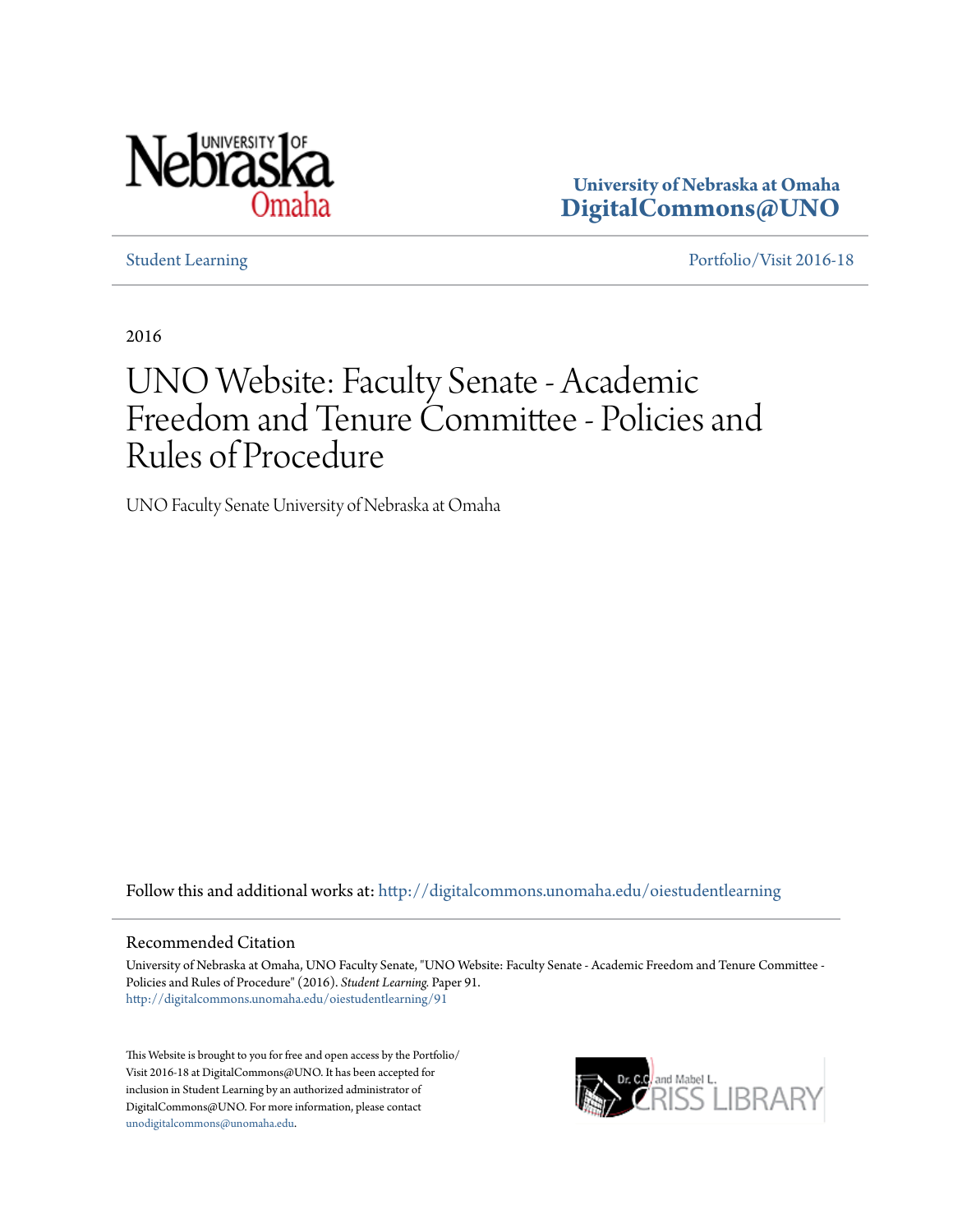University of Nebraska at Omaha
**DigitalCommons@UNO**

Student Learning

Portfolio/Visit 2016-18

2016

# UNO Website: Faculty Senate - Academic Freedom and Tenure Committee - Policies and Rules of Procedure

UNO Faculty Senate University of Nebraska at Omaha

Follow this and additional works at: http://digitalcommons.unomaha.edu/oiestudentlearning

## Recommended Citation

University of Nebraska at Omaha, UNO Faculty Senate, "UNO Website: Faculty Senate - Academic Freedom and Tenure Committee - Policies and Rules of Procedure" (2016). *Student Learning.* Paper 91.
http://digitalcommons.unomaha.edu/oiestudentlearning/91

This Website is brought to you for free and open access by the Portfolio/Visit 2016-18 at DigitalCommons@UNO. It has been accepted for inclusion in Student Learning by an authorized administrator of DigitalCommons@UNO. For more information, please contact unodigitalcommons@unomaha.edu.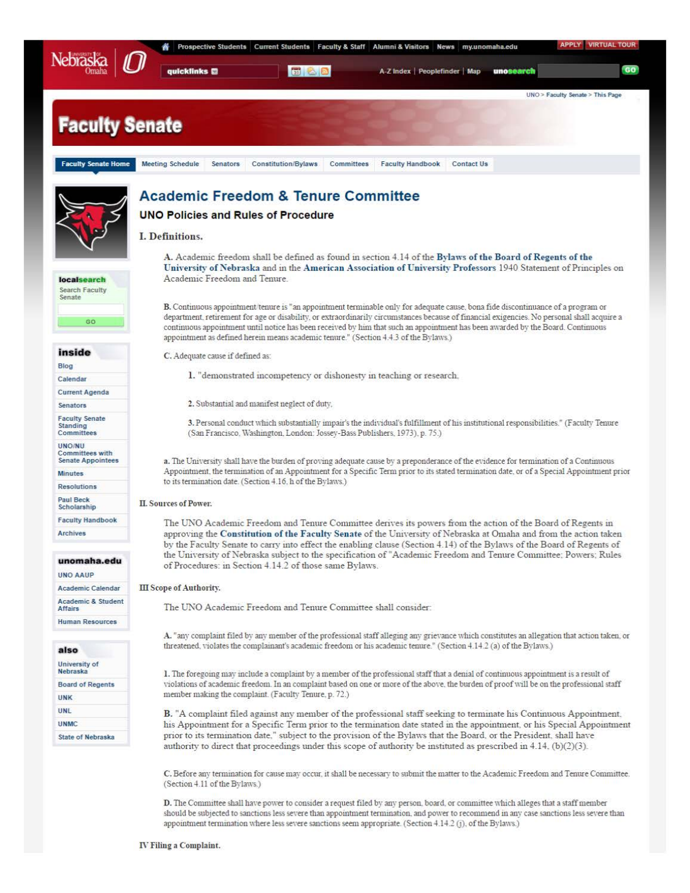# Faculty Senate

## Academic Freedom & Tenure Committee

### UNO Policies and Rules of Procedure

**I. Definitions.**

A. Academic freedom shall be defined as found in section 4.14 of the **Bylaws of the Board of Regents of the University of Nebraska** and in the **American Association of University Professors** 1940 Statement of Principles on Academic Freedom and Tenure.

B. Continuous appointment/tenure is "an appointment terminable only for adequate cause, bona fide discontinuance of a program or department, retirement for age or disability, or extraordinarily circumstances because of financial exigencies. No personal shall acquire a continuous appointment until notice has been received by him that such an appointment has been awarded by the Board. Continuous appointment as defined herein means academic tenure." (Section 4.4.3 of the Bylaws.)

C. Adequate cause if defined as:

1. "demonstrated incompetency or dishonesty in teaching or research.

2. Substantial and manifest neglect of duty.

3. Personal conduct which substantially impair's the individual's fulfillment of his institutional responsibilities." (Faculty Tenure (San Francisco, Washington, London: Jossey-Bass Publishers, 1973), p. 75.)

a. The University shall have the burden of proving adequate cause by a preponderance of the evidence for termination of a Continuous Appointment, the termination of an Appointment for a Specific Term prior to its stated termination date, or of a Special Appointment prior to its termination date. (Section 4.16. h of the Bylaws.)

**II. Sources of Power.**

The UNO Academic Freedom and Tenure Committee derives its powers from the action of the Board of Regents in approving the **Constitution of the Faculty Senate** of the University of Nebraska at Omaha and from the action taken by the Faculty Senate to carry into effect the enabling clause (Section 4.14) of the Bylaws of the Board of Regents of the University of Nebraska subject to the specification of "Academic Freedom and Tenure Committee; Powers; Rules of Procedures: in Section 4.14.2 of those same Bylaws.

**III Scope of Authority.**

The UNO Academic Freedom and Tenure Committee shall consider:

A. "any complaint filed by any member of the professional staff alleging any grievance which constitutes an allegation that action taken, or threatened, violates the complainant's academic freedom or his academic tenure." (Section 4.14.2 (a) of the Bylaws.)

1. The foregoing may include a complaint by a member of the professional staff that a denial of continuous appointment is a result of violations of academic freedom. In an complaint based on one or more of the above, the burden of proof will be on the professional staff member making the complaint. (Faculty Tenure, p. 72.)

B. "A complaint filed against any member of the professional staff seeking to terminate his Continuous Appointment, his Appointment for a Specific Term prior to the termination date stated in the appointment, or his Special Appointment prior to its termination date," subject to the provision of the Bylaws that the Board, or the President, shall have authority to direct that proceedings under this scope of authority be instituted as prescribed in 4.14, (b)(2)(3).

C. Before any termination for cause may occur, it shall be necessary to submit the matter to the Academic Freedom and Tenure Committee. (Section 4.11 of the Bylaws.)

D. The Committee shall have power to consider a request filed by any person, board, or committee which alleges that a staff member should be subjected to sanctions less severe than appointment termination, and power to recommend in any case sanctions less severe than appointment termination where less severe sanctions seem appropriate. (Section 4.14.2 (j), of the Bylaws.)

**IV Filing a Complaint.**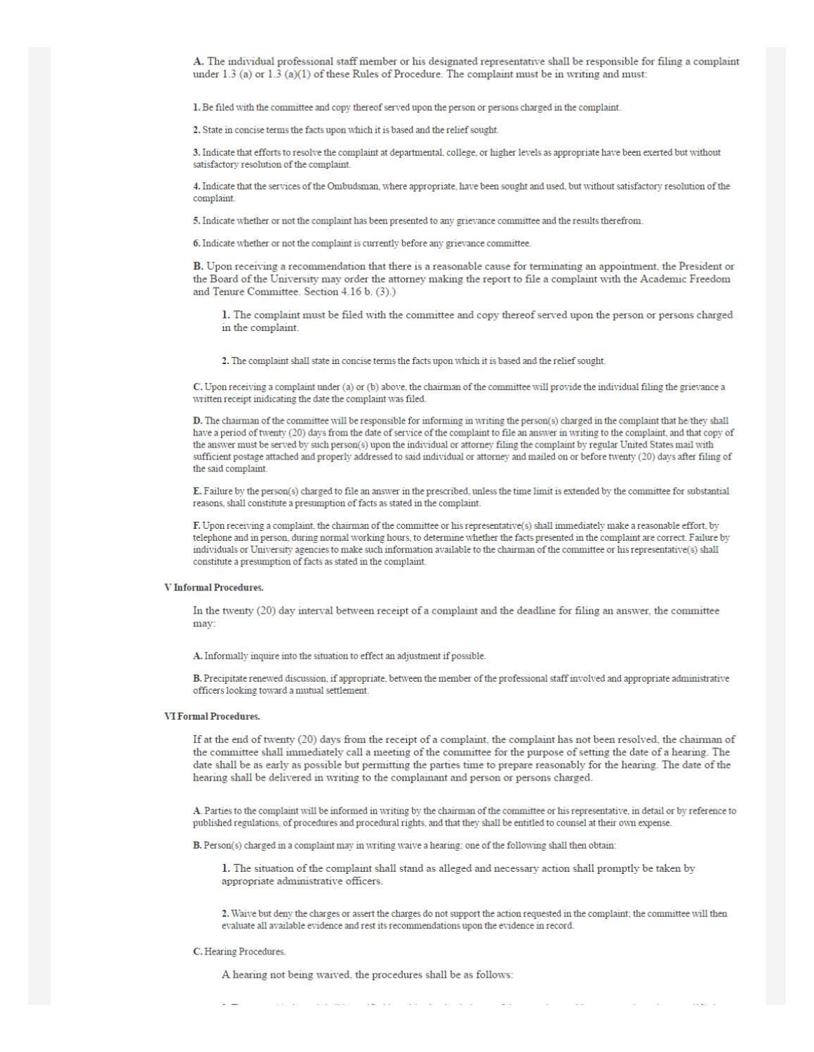**A.** The individual professional staff member or his designated representative shall be responsible for filing a complaint under 1.3 (a) or 1.3 (a)(1) of these Rules of Procedure. The complaint must be in writing and must:

**1.** Be filed with the committee and copy thereof served upon the person or persons charged in the complaint.

**2.** State in concise terms the facts upon which it is based and the relief sought.

**3.** Indicate that efforts to resolve the complaint at departmental, college, or higher levels as appropriate have been exerted but without satisfactory resolution of the complaint.

**4.** Indicate that the services of the Ombudsman, where appropriate, have been sought and used, but without satisfactory resolution of the complaint.

**5.** Indicate whether or not the complaint has been presented to any grievance committee and the results therefrom.

**6.** Indicate whether or not the complaint is currently before any grievance committee.

**B.** Upon receiving a recommendation that there is a reasonable cause for terminating an appointment, the President or the Board of the University may order the attorney making the report to file a complaint with the Academic Freedom and Tenure Committee. Section 4.16 b. (3).)

> **1.** The complaint must be filed with the committee and copy thereof served upon the person or persons charged in the complaint.
>
> **2.** The complaint shall state in concise terms the facts upon which it is based and the relief sought.

**C.** Upon receiving a complaint under (a) or (b) above, the chairman of the committee will provide the individual filing the grievance a written receipt inidicating the date the complaint was filed.

**D.** The chairman of the committee will be responsible for informing in writing the person(s) charged in the complaint that he/they shall have a period of twenty (20) days from the date of service of the complaint to file an answer in writing to the complaint, and that copy of the answer must be served by such person(s) upon the individual or attorney filing the complaint by regular United States mail with sufficient postage attached and properly addressed to said individual or attorney and mailed on or before twenty (20) days after filing of the said complaint.

**E.** Failure by the person(s) charged to file an answer in the prescribed, unless the time limit is extended by the committee for substantial reasons, shall constitute a presumption of facts as stated in the complaint.

**F.** Upon receiving a complaint, the chairman of the committee or his representative(s) shall immediately make a reasonable effort, by telephone and in person, during normal working hours, to determine whether the facts presented in the complaint are correct. Failure by individuals or University agencies to make such information available to the chairman of the committee or his representative(s) shall constitute a presumption of facts as stated in the complaint.

**V Informal Procedures.**

In the twenty (20) day interval between receipt of a complaint and the deadline for filing an answer, the committee may:

**A.** Informally inquire into the situation to effect an adjustment if possible.

**B.** Precipitate renewed discussion, if appropriate, between the member of the professional staff involved and appropriate administrative officers looking toward a mutual settlement.

**VI Formal Procedures.**

If at the end of twenty (20) days from the receipt of a complaint, the complaint has not been resolved, the chairman of the committee shall immediately call a meeting of the committee for the purpose of setting the date of a hearing. The date shall be as early as possible but permitting the parties time to prepare reasonably for the hearing. The date of the hearing shall be delivered in writing to the complainant and person or persons charged.

**A.** Parties to the complaint will be informed in writing by the chairman of the committee or his representative, in detail or by reference to published regulations, of procedures and procedural rights, and that they shall be entitled to counsel at their own expense.

**B.** Person(s) charged in a complaint may in writing waive a hearing; one of the following shall then obtain:

> **1.** The situation of the complaint shall stand as alleged and necessary action shall promptly be taken by appropriate administrative officers.
>
> **2.** Waive but deny the charges or assert the charges do not support the action requested in the complaint; the committee will then evaluate all available evidence and rest its recommendations upon the evidence in record.

**C.** Hearing Procedures.

> A hearing not being waived, the procedures shall be as follows: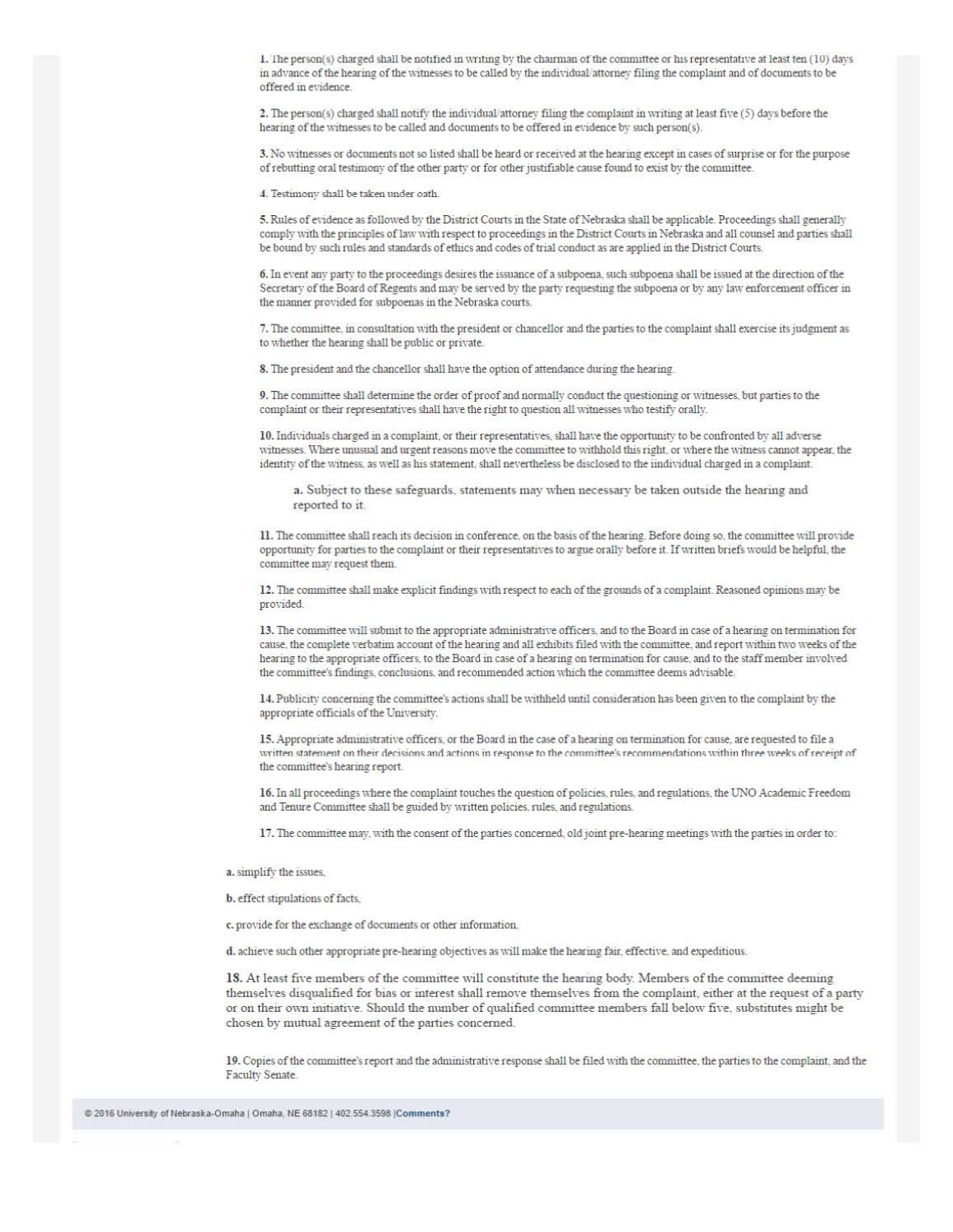**1.** The person(s) charged shall be notified in writing by the chairman of the committee or his representative at least ten (10) days in advance of the hearing of the witnesses to be called by the individual/attorney filing the complaint and of documents to be offered in evidence.

**2.** The person(s) charged shall notify the individual/attorney filing the complaint in writing at least five (5) days before the hearing of the witnesses to be called and documents to be offered in evidence by such person(s).

**3.** No witnesses or documents not so listed shall be heard or received at the hearing except in cases of surprise or for the purpose of rebutting oral testimony of the other party or for other justifiable cause found to exist by the committee.

**4.** Testimony shall be taken under oath.

**5.** Rules of evidence as followed by the District Courts in the State of Nebraska shall be applicable. Proceedings shall generally comply with the principles of law with respect to proceedings in the District Courts in Nebraska and all counsel and parties shall be bound by such rules and standards of ethics and codes of trial conduct as are applied in the District Courts.

**6.** In event any party to the proceedings desires the issuance of a subpoena, such subpoena shall be issued at the direction of the Secretary of the Board of Regents and may be served by the party requesting the subpoena or by any law enforcement officer in the manner provided for subpoenas in the Nebraska courts.

**7.** The committee, in consultation with the president or chancellor and the parties to the complaint shall exercise its judgment as to whether the hearing shall be public or private.

**8.** The president and the chancellor shall have the option of attendance during the hearing.

**9.** The committee shall determine the order of proof and normally conduct the questioning or witnesses, but parties to the complaint or their representatives shall have the right to question all witnesses who testify orally.

**10.** Individuals charged in a complaint, or their representatives, shall have the opportunity to be confronted by all adverse witnesses. Where unusual and urgent reasons move the committee to withhold this right, or where the witness cannot appear, the identity of the witness, as well as his statement, shall nevertheless be disclosed to the iindividual charged in a complaint.

> **a.** Subject to these safeguards, statements may when necessary be taken outside the hearing and reported to it.

**11.** The committee shall reach its decision in conference, on the basis of the hearing. Before doing so, the committee will provide opportunity for parties to the complaint or their representatives to argue orally before it. If written briefs would be helpful, the committee may request them.

**12.** The committee shall make explicit findings with respect to each of the grounds of a complaint. Reasoned opinions may be provided.

**13.** The committee will submit to the appropriate administrative officers, and to the Board in case of a hearing on termination for cause, the complete verbatim account of the hearing and all exhibits filed with the committee, and report within two weeks of the hearing to the appropriate officers, to the Board in case of a hearing on termination for cause, and to the staff member involved the committee's findings, conclusions, and recommended action which the committee deems advisable.

**14.** Publicity concerning the committee's actions shall be withheld until consideration has been given to the complaint by the appropriate officials of the University.

**15.** Appropriate administrative officers, or the Board in the case of a hearing on termination for cause, are requested to file a written statement on their decisions and actions in response to the committee's recommendations within three weeks of receipt of the committee's hearing report.

**16.** In all proceedings where the complaint touches the question of policies, rules, and regulations, the UNO Academic Freedom and Tenure Committee shall be guided by written policies, rules, and regulations.

**17.** The committee may, with the consent of the parties concerned, old joint pre-hearing meetings with the parties in order to:

**a.** simplify the issues,

**b.** effect stipulations of facts,

**c.** provide for the exchange of documents or other information,

**d.** achieve such other appropriate pre-hearing objectives as will make the hearing fair, effective, and expeditious.

**18.** At least five members of the committee will constitute the hearing body. Members of the committee deeming themselves disqualified for bias or interest shall remove themselves from the complaint, either at the request of a party or on their own initiative. Should the number of qualified committee members fall below five, substitutes might be chosen by mutual agreement of the parties concerned.

**19.** Copies of the committee's report and the administrative response shall be filed with the committee, the parties to the complaint, and the Faculty Senate.

© 2016 University of Nebraska-Omaha | Omaha, NE 68182 | 402.554.3598 | **Comments?**